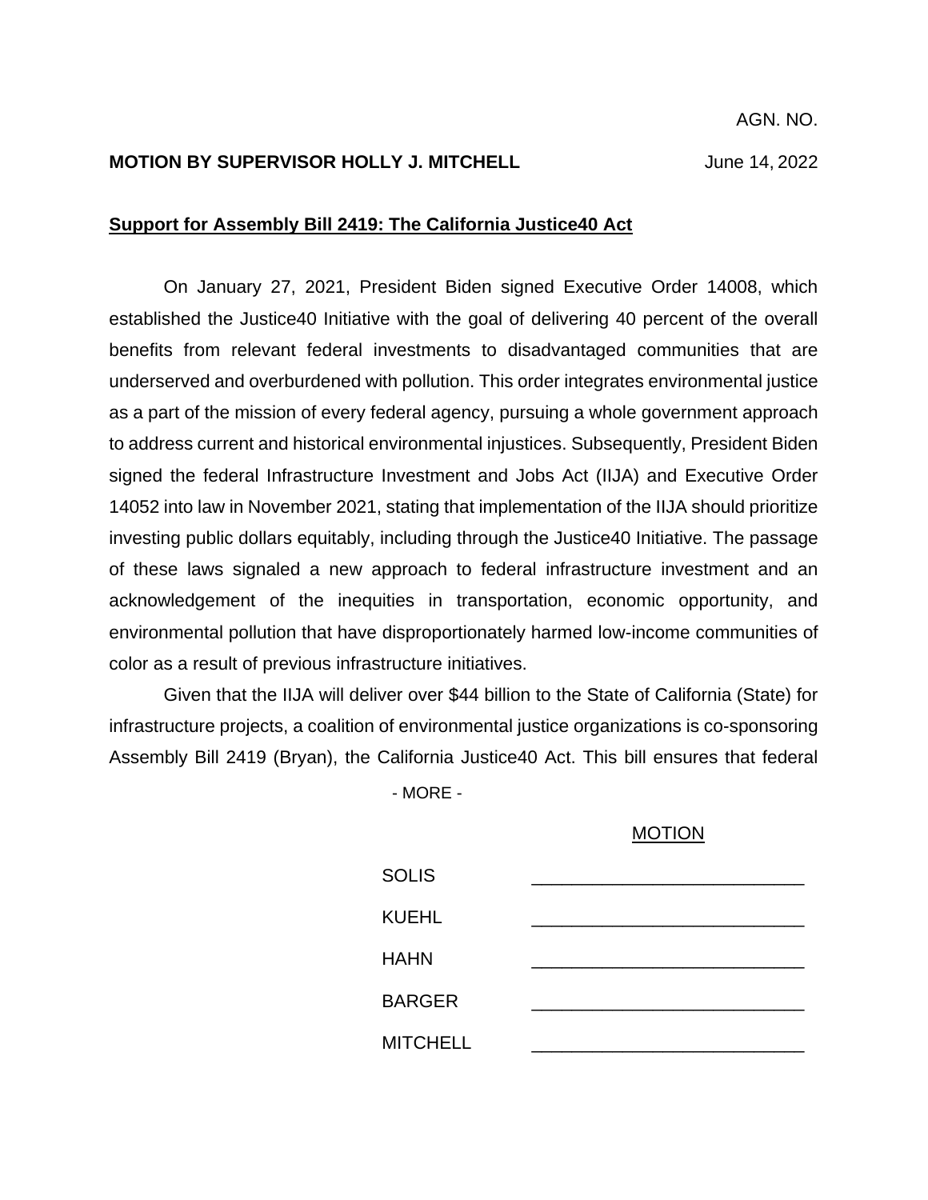AGN. NO.

**MOTION BY SUPERVISOR HOLLY J. MITCHELL** June 14, 2022

**Support for Assembly Bill 2419: The California Justice40 Act**

On January 27, 2021, President Biden signed Executive Order 14008, which established the Justice40 Initiative with the goal of delivering 40 percent of the overall benefits from relevant federal investments to disadvantaged communities that are underserved and overburdened with pollution. This order integrates environmental justice as a part of the mission of every federal agency, pursuing a whole government approach to address current and historical environmental injustices. Subsequently, President Biden signed the federal Infrastructure Investment and Jobs Act (IIJA) and Executive Order 14052 into law in November 2021, stating that implementation of the IIJA should prioritize investing public dollars equitably, including through the Justice40 Initiative. The passage of these laws signaled a new approach to federal infrastructure investment and an acknowledgement of the inequities in transportation, economic opportunity, and environmental pollution that have disproportionately harmed low-income communities of color as a result of previous infrastructure initiatives.

Given that the IIJA will deliver over $44 billion to the State of California (State) for infrastructure projects, a coalition of environmental justice organizations is co-sponsoring Assembly Bill 2419 (Bryan), the California Justice40 Act. This bill ensures that federal

- MORE -

MOTION

| | |
|---|---|
| SOLIS | ______________________ |
| KUEHL | ______________________ |
| HAHN | ______________________ |
| BARGER | ______________________ |
| MITCHELL | ______________________ |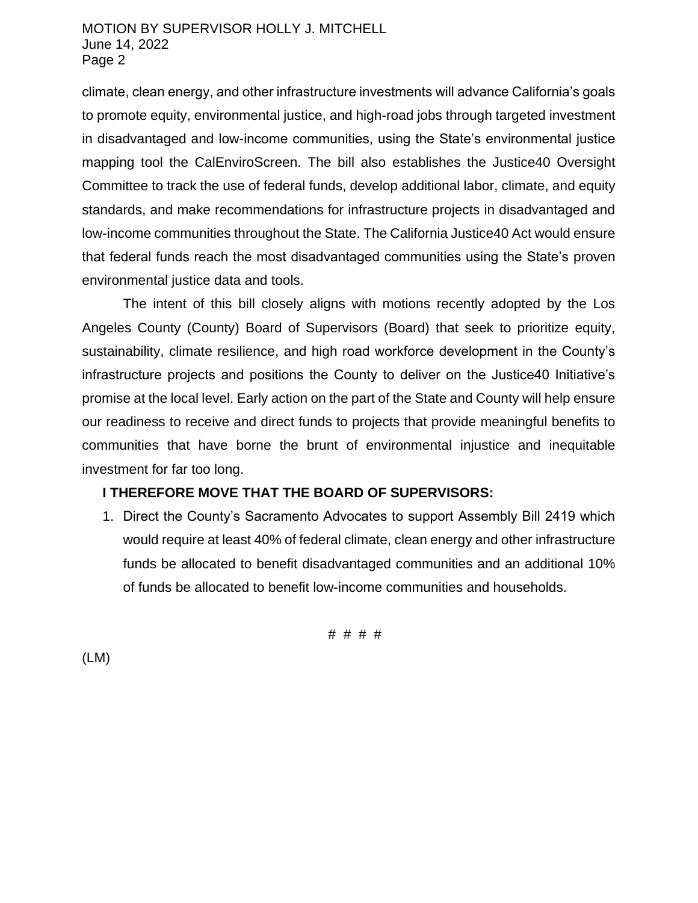climate, clean energy, and other infrastructure investments will advance California's goals to promote equity, environmental justice, and high-road jobs through targeted investment in disadvantaged and low-income communities, using the State's environmental justice mapping tool the CalEnviroScreen. The bill also establishes the Justice40 Oversight Committee to track the use of federal funds, develop additional labor, climate, and equity standards, and make recommendations for infrastructure projects in disadvantaged and low-income communities throughout the State. The California Justice40 Act would ensure that federal funds reach the most disadvantaged communities using the State's proven environmental justice data and tools.

The intent of this bill closely aligns with motions recently adopted by the Los Angeles County (County) Board of Supervisors (Board) that seek to prioritize equity, sustainability, climate resilience, and high road workforce development in the County's infrastructure projects and positions the County to deliver on the Justice40 Initiative's promise at the local level. Early action on the part of the State and County will help ensure our readiness to receive and direct funds to projects that provide meaningful benefits to communities that have borne the brunt of environmental injustice and inequitable investment for far too long.

**I THEREFORE MOVE THAT THE BOARD OF SUPERVISORS:**

1. Direct the County's Sacramento Advocates to support Assembly Bill 2419 which would require at least 40% of federal climate, clean energy and other infrastructure funds be allocated to benefit disadvantaged communities and an additional 10% of funds be allocated to benefit low-income communities and households.

# # # #

(LM)